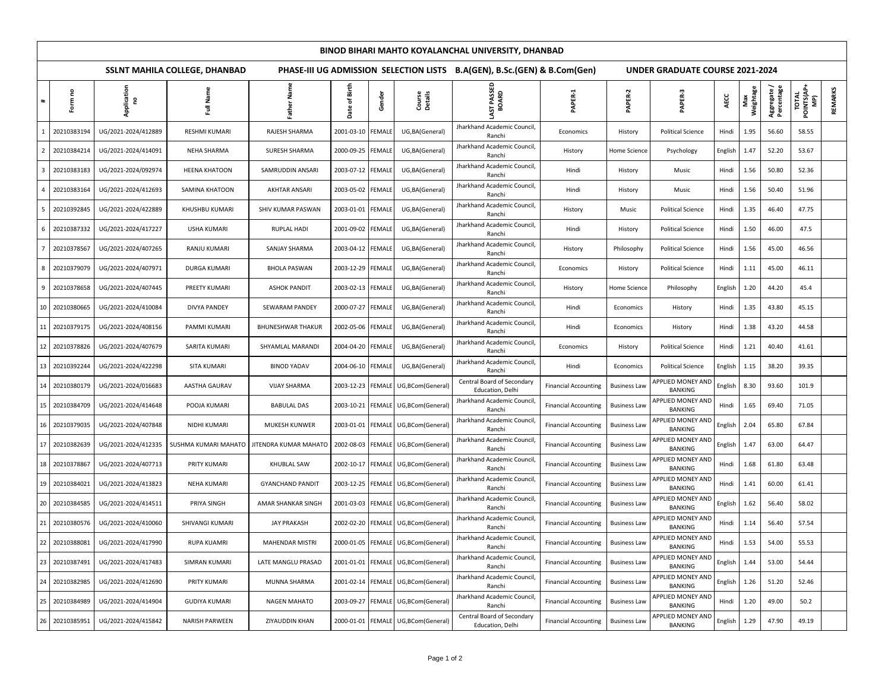# BINOD BIHARI MAHTO KOYALANCHAL UNIVERSITY, DHANBAD

## SSLNT MAHILA COLLEGE, DHANBAD — PHASE-III UG ADMISSION SELECTION LISTS B.A(GEN), B.Sc.(GEN) & B.Com(Gen) — UNDER GRADUATE COURSE 2021-2024

| # | Form no | Application no | Full Name | Father Name | Date of Birth | Gender | Course Details | LAST PASSED BOARD | PAPER-1 | PAPER-2 | PAPER-3 | AECC | Max Weightage | Aggregate / Percentage | TOTAL POINTS(AP+MP) | REMARKS |
|---|---|---|---|---|---|---|---|---|---|---|---|---|---|---|---|---|
| 1 | 20210383194 | UG/2021-2024/412889 | RESHMI KUMARI | RAJESH SHARMA | 2001-03-10 | FEMALE | UG,BA(General) | Jharkhand Academic Council, Ranchi | Economics | History | Political Science | Hindi | 1.95 | 56.60 | 58.55 | |
| 2 | 20210384214 | UG/2021-2024/414091 | NEHA SHARMA | SURESH SHARMA | 2000-09-25 | FEMALE | UG,BA(General) | Jharkhand Academic Council, Ranchi | History | Home Science | Psychology | English | 1.47 | 52.20 | 53.67 | |
| 3 | 20210383183 | UG/2021-2024/092974 | HEENA KHATOON | SAMRUDDIN ANSARI | 2003-07-12 | FEMALE | UG,BA(General) | Jharkhand Academic Council, Ranchi | Hindi | History | Music | Hindi | 1.56 | 50.80 | 52.36 | |
| 4 | 20210383164 | UG/2021-2024/412693 | SAMINA KHATOON | AKHTAR ANSARI | 2003-05-02 | FEMALE | UG,BA(General) | Jharkhand Academic Council, Ranchi | Hindi | History | Music | Hindi | 1.56 | 50.40 | 51.96 | |
| 5 | 20210392845 | UG/2021-2024/422889 | KHUSHBU KUMARI | SHIV KUMAR PASWAN | 2003-01-01 | FEMALE | UG,BA(General) | Jharkhand Academic Council, Ranchi | History | Music | Political Science | Hindi | 1.35 | 46.40 | 47.75 | |
| 6 | 20210387332 | UG/2021-2024/417227 | USHA KUMARI | RUPLAL HADI | 2001-09-02 | FEMALE | UG,BA(General) | Jharkhand Academic Council, Ranchi | Hindi | History | Political Science | Hindi | 1.50 | 46.00 | 47.5 | |
| 7 | 20210378567 | UG/2021-2024/407265 | RANJU KUMARI | SANJAY SHARMA | 2003-04-12 | FEMALE | UG,BA(General) | Jharkhand Academic Council, Ranchi | History | Philosophy | Political Science | Hindi | 1.56 | 45.00 | 46.56 | |
| 8 | 20210379079 | UG/2021-2024/407971 | DURGA KUMARI | BHOLA PASWAN | 2003-12-29 | FEMALE | UG,BA(General) | Jharkhand Academic Council, Ranchi | Economics | History | Political Science | Hindi | 1.11 | 45.00 | 46.11 | |
| 9 | 20210378658 | UG/2021-2024/407445 | PREETY KUMARI | ASHOK PANDIT | 2003-02-13 | FEMALE | UG,BA(General) | Jharkhand Academic Council, Ranchi | History | Home Science | Philosophy | English | 1.20 | 44.20 | 45.4 | |
| 10 | 20210380665 | UG/2021-2024/410084 | DIVYA PANDEY | SEWARAM PANDEY | 2000-07-27 | FEMALE | UG,BA(General) | Jharkhand Academic Council, Ranchi | Hindi | Economics | History | Hindi | 1.35 | 43.80 | 45.15 | |
| 11 | 20210379175 | UG/2021-2024/408156 | PAMMI KUMARI | BHUNESHWAR THAKUR | 2002-05-06 | FEMALE | UG,BA(General) | Jharkhand Academic Council, Ranchi | Hindi | Economics | History | Hindi | 1.38 | 43.20 | 44.58 | |
| 12 | 20210378826 | UG/2021-2024/407679 | SARITA KUMARI | SHYAMLAL MARANDI | 2004-04-20 | FEMALE | UG,BA(General) | Jharkhand Academic Council, Ranchi | Economics | History | Political Science | Hindi | 1.21 | 40.40 | 41.61 | |
| 13 | 20210392244 | UG/2021-2024/422298 | SITA KUMARI | BINOD YADAV | 2004-06-10 | FEMALE | UG,BA(General) | Jharkhand Academic Council, Ranchi | Hindi | Economics | Political Science | English | 1.15 | 38.20 | 39.35 | |
| 14 | 20210380179 | UG/2021-2024/016683 | AASTHA GAURAV | VIJAY SHARMA | 2003-12-23 | FEMALE | UG,BCom(General) | Central Board of Secondary Education, Delhi | Financial Accounting | Business Law | APPLIED MONEY AND BANKING | English | 8.30 | 93.60 | 101.9 | |
| 15 | 20210384709 | UG/2021-2024/414648 | POOJA KUMARI | BABULAL DAS | 2003-10-21 | FEMALE | UG,BCom(General) | Jharkhand Academic Council, Ranchi | Financial Accounting | Business Law | APPLIED MONEY AND BANKING | Hindi | 1.65 | 69.40 | 71.05 | |
| 16 | 20210379035 | UG/2021-2024/407848 | NIDHI KUMARI | MUKESH KUNWER | 2003-01-01 | FEMALE | UG,BCom(General) | Jharkhand Academic Council, Ranchi | Financial Accounting | Business Law | APPLIED MONEY AND BANKING | English | 2.04 | 65.80 | 67.84 | |
| 17 | 20210382639 | UG/2021-2024/412335 | SUSHMA KUMARI MAHATO | JITENDRA KUMAR MAHATO | 2002-08-03 | FEMALE | UG,BCom(General) | Jharkhand Academic Council, Ranchi | Financial Accounting | Business Law | APPLIED MONEY AND BANKING | English | 1.47 | 63.00 | 64.47 | |
| 18 | 20210378867 | UG/2021-2024/407713 | PRITY KUMARI | KHUBLAL SAW | 2002-10-17 | FEMALE | UG,BCom(General) | Jharkhand Academic Council, Ranchi | Financial Accounting | Business Law | APPLIED MONEY AND BANKING | Hindi | 1.68 | 61.80 | 63.48 | |
| 19 | 20210384021 | UG/2021-2024/413823 | NEHA KUMARI | GYANCHAND PANDIT | 2003-12-25 | FEMALE | UG,BCom(General) | Jharkhand Academic Council, Ranchi | Financial Accounting | Business Law | APPLIED MONEY AND BANKING | Hindi | 1.41 | 60.00 | 61.41 | |
| 20 | 20210384585 | UG/2021-2024/414511 | PRIYA SINGH | AMAR SHANKAR SINGH | 2001-03-03 | FEMALE | UG,BCom(General) | Jharkhand Academic Council, Ranchi | Financial Accounting | Business Law | APPLIED MONEY AND BANKING | English | 1.62 | 56.40 | 58.02 | |
| 21 | 20210380576 | UG/2021-2024/410060 | SHIVANGI KUMARI | JAY PRAKASH | 2002-02-20 | FEMALE | UG,BCom(General) | Jharkhand Academic Council, Ranchi | Financial Accounting | Business Law | APPLIED MONEY AND BANKING | Hindi | 1.14 | 56.40 | 57.54 | |
| 22 | 20210388081 | UG/2021-2024/417990 | RUPA KUAMRI | MAHENDAR MISTRI | 2000-01-05 | FEMALE | UG,BCom(General) | Jharkhand Academic Council, Ranchi | Financial Accounting | Business Law | APPLIED MONEY AND BANKING | Hindi | 1.53 | 54.00 | 55.53 | |
| 23 | 20210387491 | UG/2021-2024/417483 | SIMRAN KUMARI | LATE MANGLU PRASAD | 2001-01-01 | FEMALE | UG,BCom(General) | Jharkhand Academic Council, Ranchi | Financial Accounting | Business Law | APPLIED MONEY AND BANKING | English | 1.44 | 53.00 | 54.44 | |
| 24 | 20210382985 | UG/2021-2024/412690 | PRITY KUMARI | MUNNA SHARMA | 2001-02-14 | FEMALE | UG,BCom(General) | Jharkhand Academic Council, Ranchi | Financial Accounting | Business Law | APPLIED MONEY AND BANKING | English | 1.26 | 51.20 | 52.46 | |
| 25 | 20210384989 | UG/2021-2024/414904 | GUDIYA KUMARI | NAGEN MAHATO | 2003-09-27 | FEMALE | UG,BCom(General) | Jharkhand Academic Council, Ranchi | Financial Accounting | Business Law | APPLIED MONEY AND BANKING | Hindi | 1.20 | 49.00 | 50.2 | |
| 26 | 20210385951 | UG/2021-2024/415842 | NARISH PARWEEN | ZIYAUDDIN KHAN | 2000-01-01 | FEMALE | UG,BCom(General) | Central Board of Secondary Education, Delhi | Financial Accounting | Business Law | APPLIED MONEY AND BANKING | English | 1.29 | 47.90 | 49.19 | |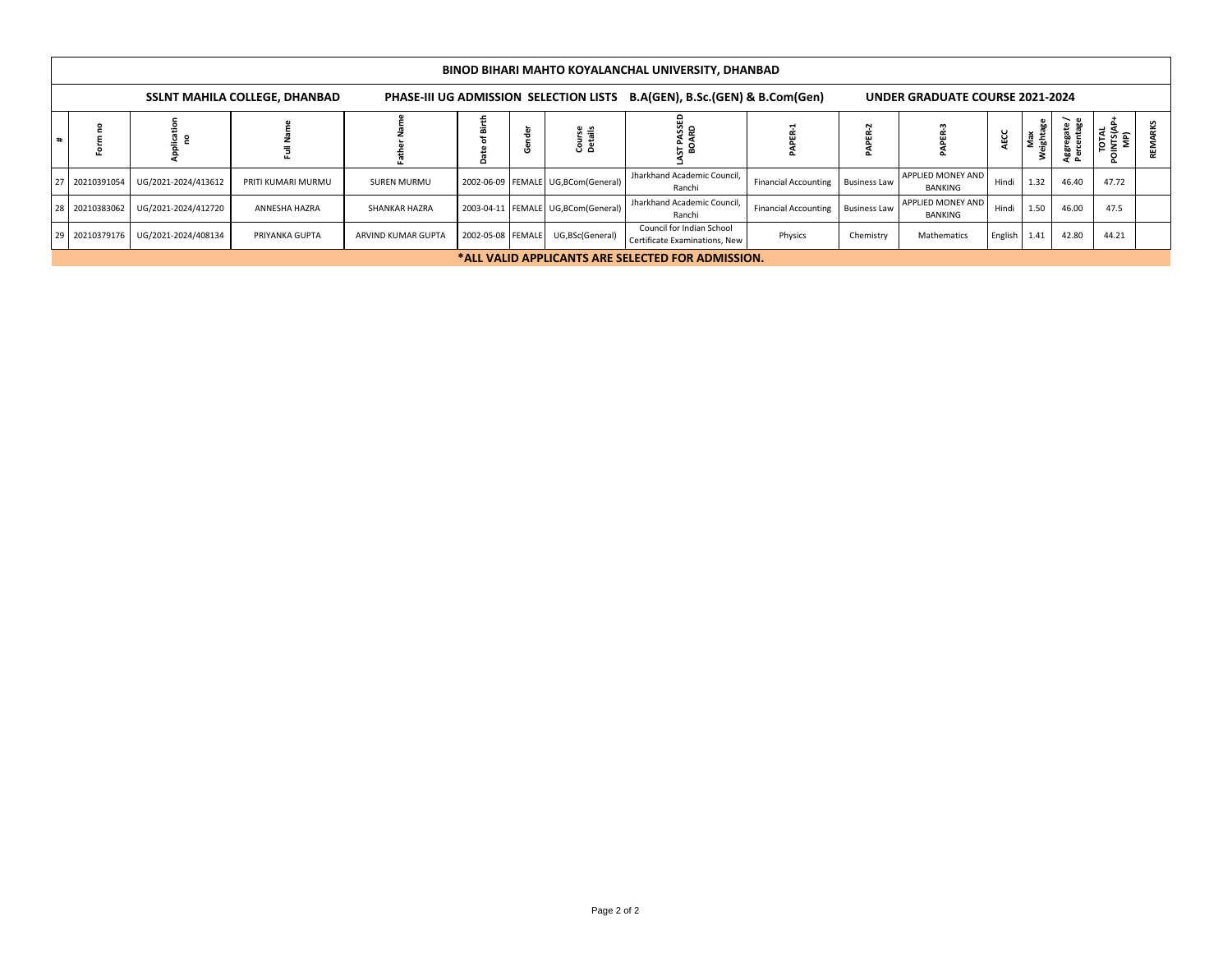**BINOD BIHARI MAHTO KOYALANCHAL UNIVERSITY, DHANBAD**

**SSLNT MAHILA COLLEGE, DHANBAD** **PHASE-III UG ADMISSION SELECTION LISTS B.A(GEN), B.Sc.(GEN) & B.Com(Gen)** **UNDER GRADUATE COURSE 2021-2024**

| # | Form no | Application no | Full Name | Father Name | Date of Birth | Gender | Course Details | LAST PASSED BOARD | PAPER-1 | PAPER-2 | PAPER-3 | AECC | Max Weightage | Aggregate / Percentage | TOTAL POINTS(AP+MP) | REMARKS |
|---|---|---|---|---|---|---|---|---|---|---|---|---|---|---|---|---|
| 27 | 20210391054 | UG/2021-2024/413612 | PRITI KUMARI MURMU | SUREN MURMU | 2002-06-09 | FEMALE | UG,BCom(General) | Jharkhand Academic Council, Ranchi | Financial Accounting | Business Law | APPLIED MONEY AND BANKING | Hindi | 1.32 | 46.40 | 47.72 | |
| 28 | 20210383062 | UG/2021-2024/412720 | ANNESHA HAZRA | SHANKAR HAZRA | 2003-04-11 | FEMALE | UG,BCom(General) | Jharkhand Academic Council, Ranchi | Financial Accounting | Business Law | APPLIED MONEY AND BANKING | Hindi | 1.50 | 46.00 | 47.5 | |
| 29 | 20210379176 | UG/2021-2024/408134 | PRIYANKA GUPTA | ARVIND KUMAR GUPTA | 2002-05-08 | FEMALE | UG,BSc(General) | Council for Indian School Certificate Examinations, New | Physics | Chemistry | Mathematics | English | 1.41 | 42.80 | 44.21 | |

**\*ALL VALID APPLICANTS ARE SELECTED FOR ADMISSION.**